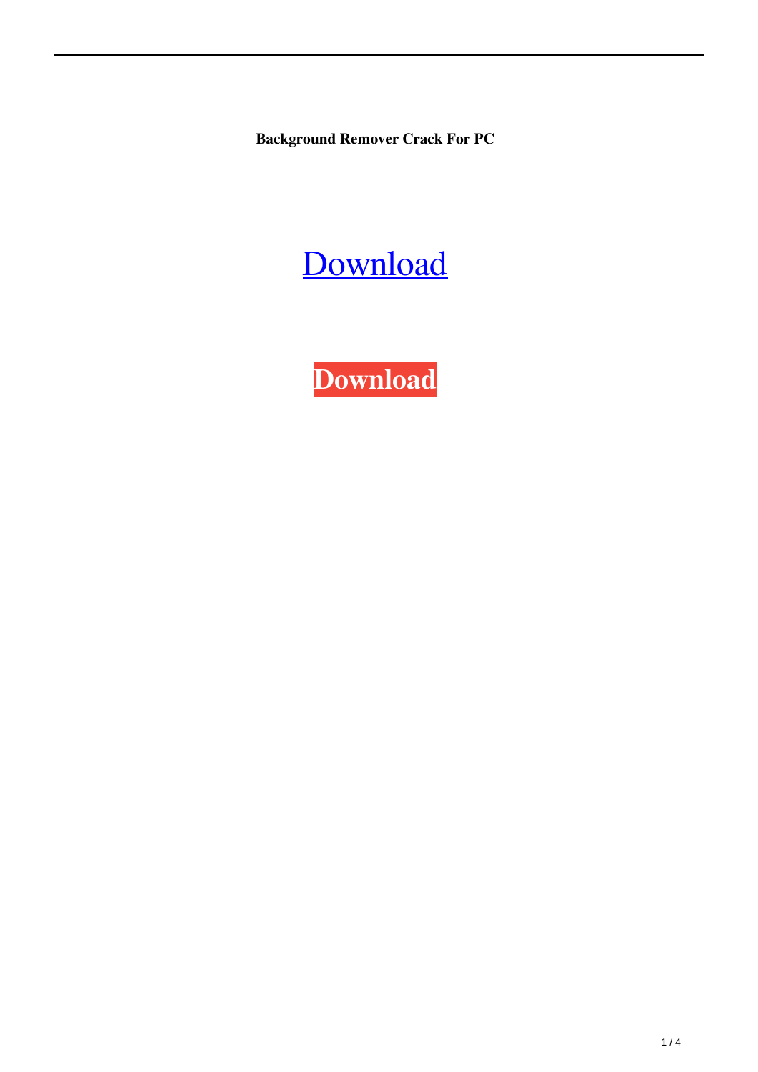**Background Remover Crack For PC**

Download

**Download**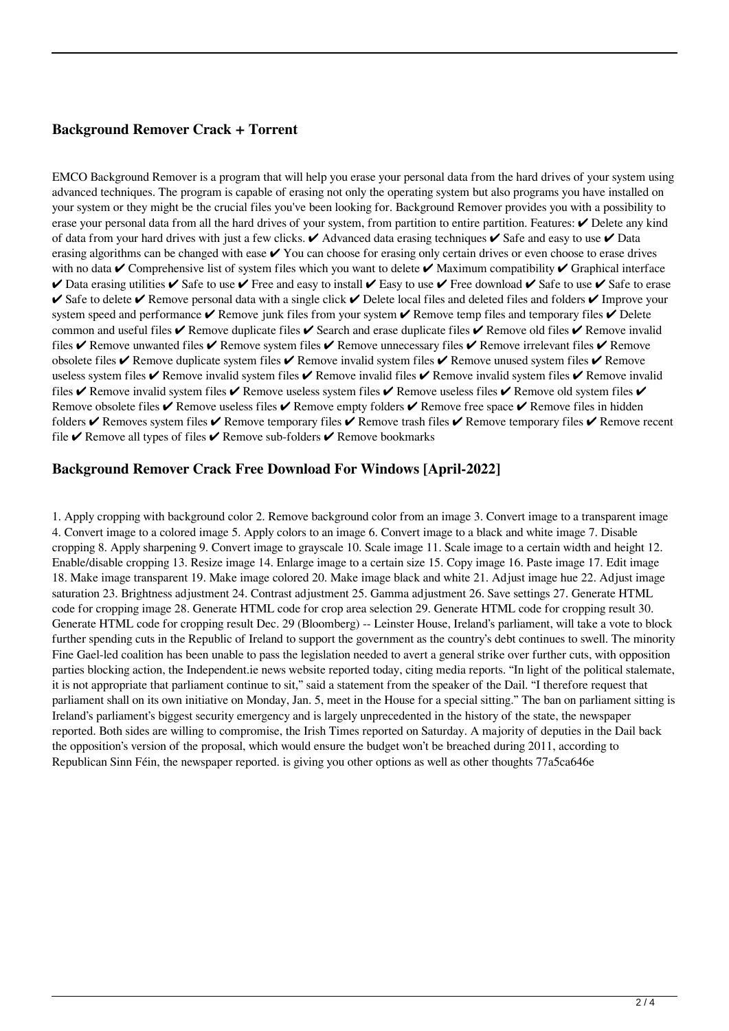### Background Remover Crack + Torrent

EMCO Background Remover is a program that will help you erase your personal data from the hard drives of your system using advanced techniques. The program is capable of erasing not only the operating system but also programs you have installed on your system or they might be the crucial files you've been looking for. Background Remover provides you with a possibility to erase your personal data from all the hard drives of your system, from partition to entire partition. Features: ✔ Delete any kind of data from your hard drives with just a few clicks. ✔ Advanced data erasing techniques ✔ Safe and easy to use ✔ Data erasing algorithms can be changed with ease ✔ You can choose for erasing only certain drives or even choose to erase drives with no data ✔ Comprehensive list of system files which you want to delete ✔ Maximum compatibility ✔ Graphical interface ✔ Data erasing utilities ✔ Safe to use ✔ Free and easy to install ✔ Easy to use ✔ Free download ✔ Safe to use ✔ Safe to erase ✔ Safe to delete ✔ Remove personal data with a single click ✔ Delete local files and deleted files and folders ✔ Improve your system speed and performance ✔ Remove junk files from your system ✔ Remove temp files and temporary files ✔ Delete common and useful files ✔ Remove duplicate files ✔ Search and erase duplicate files ✔ Remove old files ✔ Remove invalid files ✔ Remove unwanted files ✔ Remove system files ✔ Remove unnecessary files ✔ Remove irrelevant files ✔ Remove obsolete files ✔ Remove duplicate system files ✔ Remove invalid system files ✔ Remove unused system files ✔ Remove useless system files ✔ Remove invalid system files ✔ Remove invalid files ✔ Remove invalid system files ✔ Remove invalid files ✔ Remove invalid system files ✔ Remove useless system files ✔ Remove useless files ✔ Remove old system files ✔ Remove obsolete files ✔ Remove useless files ✔ Remove empty folders ✔ Remove free space ✔ Remove files in hidden folders ✔ Removes system files ✔ Remove temporary files ✔ Remove trash files ✔ Remove temporary files ✔ Remove recent file ✔ Remove all types of files ✔ Remove sub-folders ✔ Remove bookmarks

### Background Remover Crack Free Download For Windows [April-2022]

1. Apply cropping with background color 2. Remove background color from an image 3. Convert image to a transparent image 4. Convert image to a colored image 5. Apply colors to an image 6. Convert image to a black and white image 7. Disable cropping 8. Apply sharpening 9. Convert image to grayscale 10. Scale image 11. Scale image to a certain width and height 12. Enable/disable cropping 13. Resize image 14. Enlarge image to a certain size 15. Copy image 16. Paste image 17. Edit image 18. Make image transparent 19. Make image colored 20. Make image black and white 21. Adjust image hue 22. Adjust image saturation 23. Brightness adjustment 24. Contrast adjustment 25. Gamma adjustment 26. Save settings 27. Generate HTML code for cropping image 28. Generate HTML code for crop area selection 29. Generate HTML code for cropping result 30. Generate HTML code for cropping result Dec. 29 (Bloomberg) -- Leinster House, Ireland's parliament, will take a vote to block further spending cuts in the Republic of Ireland to support the government as the country's debt continues to swell. The minority Fine Gael-led coalition has been unable to pass the legislation needed to avert a general strike over further cuts, with opposition parties blocking action, the Independent.ie news website reported today, citing media reports. "In light of the political stalemate, it is not appropriate that parliament continue to sit," said a statement from the speaker of the Dail. "I therefore request that parliament shall on its own initiative on Monday, Jan. 5, meet in the House for a special sitting." The ban on parliament sitting is Ireland's parliament's biggest security emergency and is largely unprecedented in the history of the state, the newspaper reported. Both sides are willing to compromise, the Irish Times reported on Saturday. A majority of deputies in the Dail back the opposition's version of the proposal, which would ensure the budget won't be breached during 2011, according to Republican Sinn Féin, the newspaper reported. is giving you other options as well as other thoughts 77a5ca646e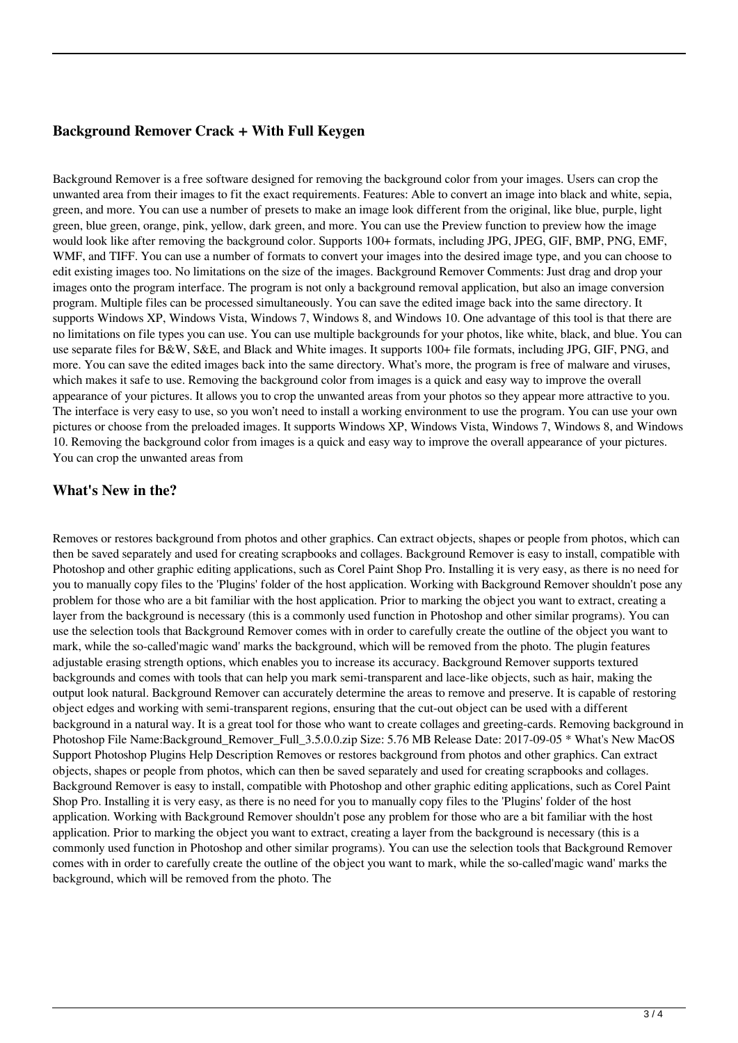### **Background Remover Crack + With Full Keygen**

Background Remover is a free software designed for removing the background color from your images. Users can crop the unwanted area from their images to fit the exact requirements. Features: Able to convert an image into black and white, sepia, green, and more. You can use a number of presets to make an image look different from the original, like blue, purple, light green, blue green, orange, pink, yellow, dark green, and more. You can use the Preview function to preview how the image would look like after removing the background color. Supports 100+ formats, including JPG, JPEG, GIF, BMP, PNG, EMF, WMF, and TIFF. You can use a number of formats to convert your images into the desired image type, and you can choose to edit existing images too. No limitations on the size of the images. Background Remover Comments: Just drag and drop your images onto the program interface. The program is not only a background removal application, but also an image conversion program. Multiple files can be processed simultaneously. You can save the edited image back into the same directory. It supports Windows XP, Windows Vista, Windows 7, Windows 8, and Windows 10. One advantage of this tool is that there are no limitations on file types you can use. You can use multiple backgrounds for your photos, like white, black, and blue. You can use separate files for B&W, S&E, and Black and White images. It supports 100+ file formats, including JPG, GIF, PNG, and more. You can save the edited images back into the same directory. What's more, the program is free of malware and viruses, which makes it safe to use. Removing the background color from images is a quick and easy way to improve the overall appearance of your pictures. It allows you to crop the unwanted areas from your photos so they appear more attractive to you. The interface is very easy to use, so you won't need to install a working environment to use the program. You can use your own pictures or choose from the preloaded images. It supports Windows XP, Windows Vista, Windows 7, Windows 8, and Windows 10. Removing the background color from images is a quick and easy way to improve the overall appearance of your pictures. You can crop the unwanted areas from

### **What's New in the?**

Removes or restores background from photos and other graphics. Can extract objects, shapes or people from photos, which can then be saved separately and used for creating scrapbooks and collages. Background Remover is easy to install, compatible with Photoshop and other graphic editing applications, such as Corel Paint Shop Pro. Installing it is very easy, as there is no need for you to manually copy files to the 'Plugins' folder of the host application. Working with Background Remover shouldn't pose any problem for those who are a bit familiar with the host application. Prior to marking the object you want to extract, creating a layer from the background is necessary (this is a commonly used function in Photoshop and other similar programs). You can use the selection tools that Background Remover comes with in order to carefully create the outline of the object you want to mark, while the so-called'magic wand' marks the background, which will be removed from the photo. The plugin features adjustable erasing strength options, which enables you to increase its accuracy. Background Remover supports textured backgrounds and comes with tools that can help you mark semi-transparent and lace-like objects, such as hair, making the output look natural. Background Remover can accurately determine the areas to remove and preserve. It is capable of restoring object edges and working with semi-transparent regions, ensuring that the cut-out object can be used with a different background in a natural way. It is a great tool for those who want to create collages and greeting-cards. Removing background in Photoshop File Name:Background_Remover_Full_3.5.0.0.zip Size: 5.76 MB Release Date: 2017-09-05 * What's New MacOS Support Photoshop Plugins Help Description Removes or restores background from photos and other graphics. Can extract objects, shapes or people from photos, which can then be saved separately and used for creating scrapbooks and collages. Background Remover is easy to install, compatible with Photoshop and other graphic editing applications, such as Corel Paint Shop Pro. Installing it is very easy, as there is no need for you to manually copy files to the 'Plugins' folder of the host application. Working with Background Remover shouldn't pose any problem for those who are a bit familiar with the host application. Prior to marking the object you want to extract, creating a layer from the background is necessary (this is a commonly used function in Photoshop and other similar programs). You can use the selection tools that Background Remover comes with in order to carefully create the outline of the object you want to mark, while the so-called'magic wand' marks the background, which will be removed from the photo. The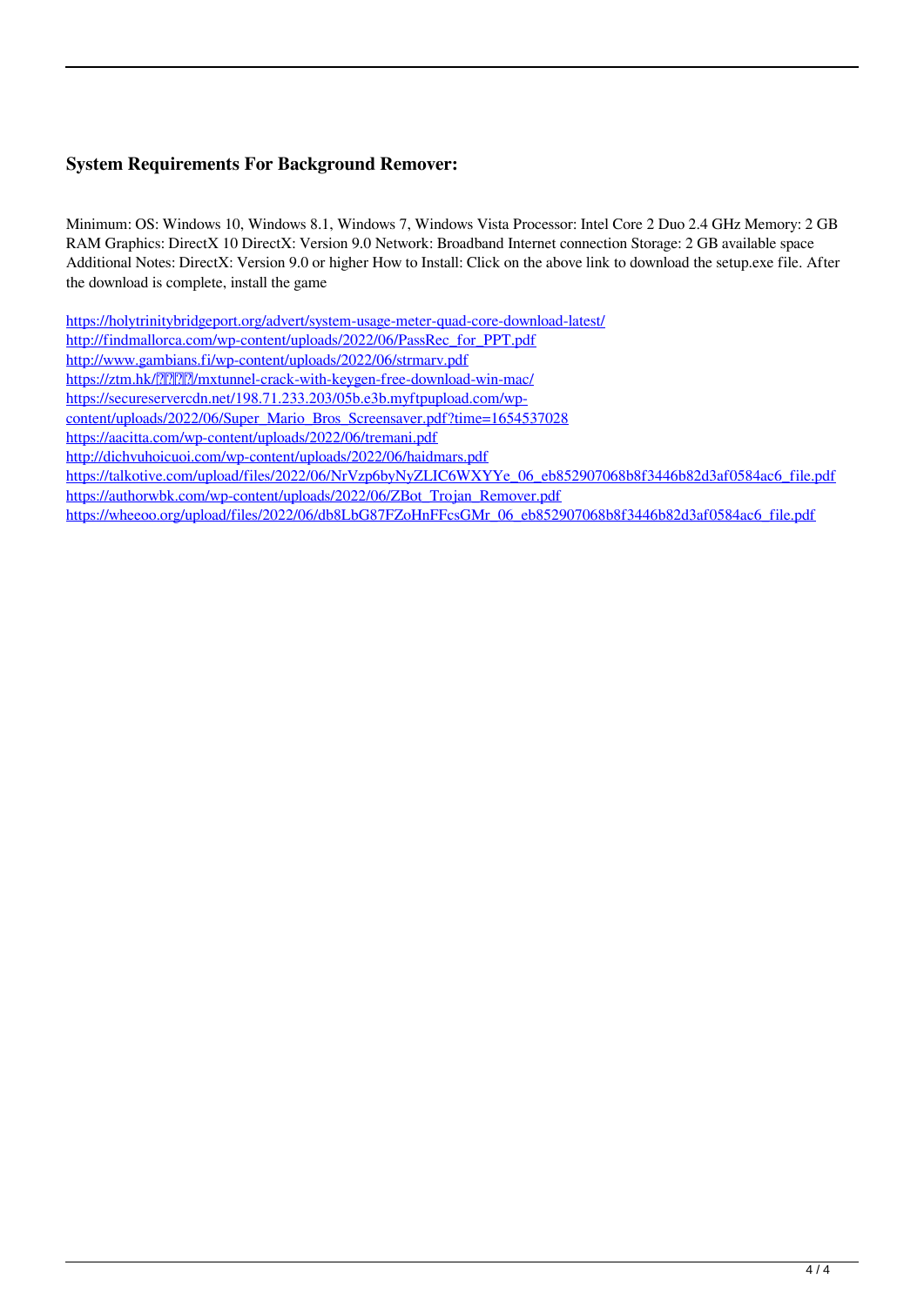### System Requirements For Background Remover:

Minimum: OS: Windows 10, Windows 8.1, Windows 7, Windows Vista Processor: Intel Core 2 Duo 2.4 GHz Memory: 2 GB RAM Graphics: DirectX 10 DirectX: Version 9.0 Network: Broadband Internet connection Storage: 2 GB available space Additional Notes: DirectX: Version 9.0 or higher How to Install: Click on the above link to download the setup.exe file. After the download is complete, install the game

https://holytrinitybridgeport.org/advert/system-usage-meter-quad-core-download-latest/
http://findmallorca.com/wp-content/uploads/2022/06/PassRec_for_PPT.pdf
http://www.gambians.fi/wp-content/uploads/2022/06/strmarv.pdf
https://ztm.hk/????/mxtunnel-crack-with-keygen-free-download-win-mac/
https://secureservercdn.net/198.71.233.203/05b.e3b.myftpupload.com/wp-content/uploads/2022/06/Super_Mario_Bros_Screensaver.pdf?time=1654537028
https://aacitta.com/wp-content/uploads/2022/06/tremani.pdf
http://dichvuhoicuoi.com/wp-content/uploads/2022/06/haidmars.pdf
https://talkotive.com/upload/files/2022/06/NrVzp6byNyZLIC6WXYYe_06_eb852907068b8f3446b82d3af0584ac6_file.pdf
https://authorwbk.com/wp-content/uploads/2022/06/ZBot_Trojan_Remover.pdf
https://wheeoo.org/upload/files/2022/06/db8LbG87FZoHnFFcsGMr_06_eb852907068b8f3446b82d3af0584ac6_file.pdf